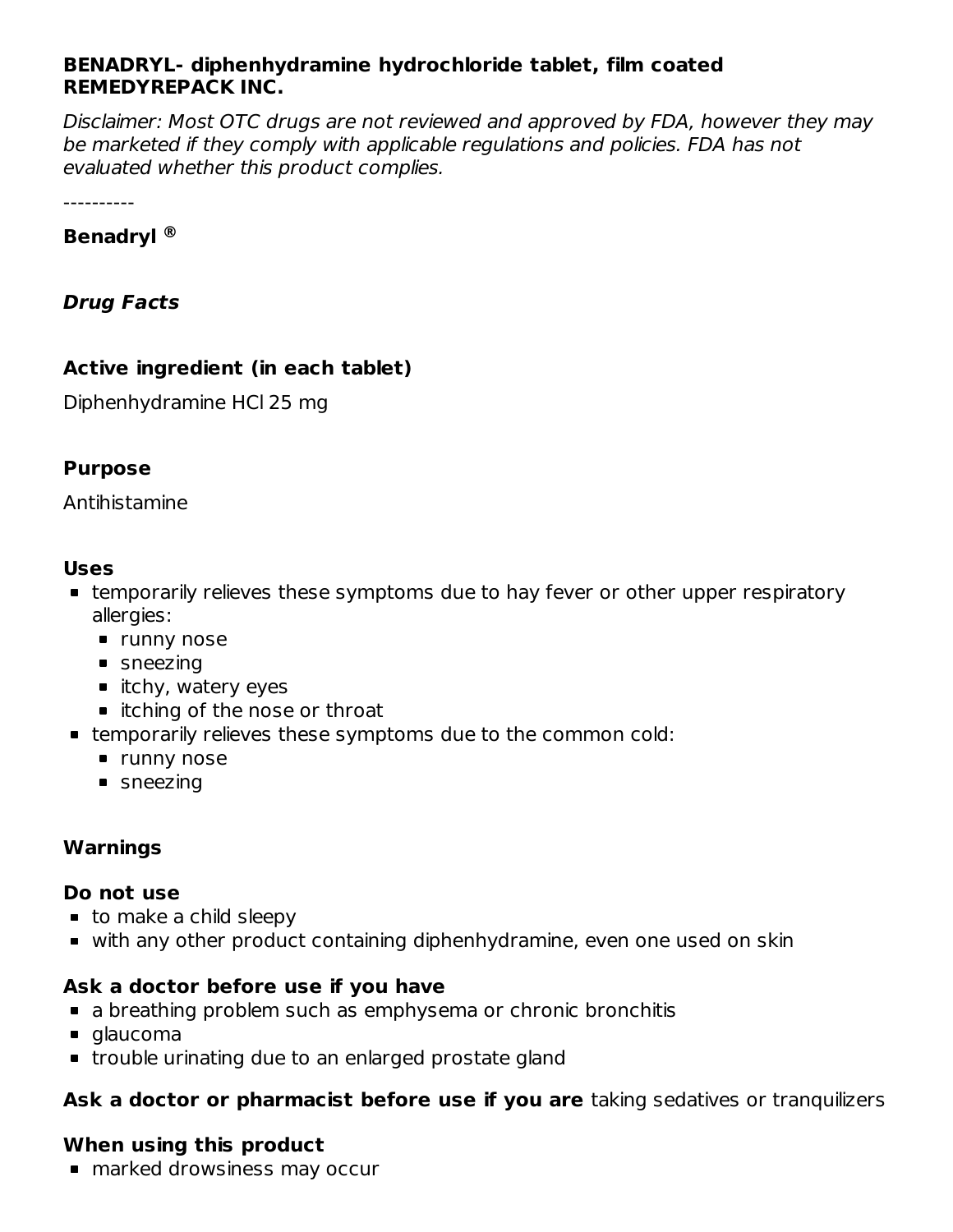**BENADRYL- diphenhydramine hydrochloride tablet, film coated**
**REMEDYREPACK INC.**

*Disclaimer: Most OTC drugs are not reviewed and approved by FDA, however they may be marketed if they comply with applicable regulations and policies. FDA has not evaluated whether this product complies.*

----------

**Benadryl ®**

***Drug Facts***

### Active ingredient (in each tablet)

Diphenhydramine HCl 25 mg

### Purpose

Antihistamine

### Uses

- temporarily relieves these symptoms due to hay fever or other upper respiratory allergies:
  - runny nose
  - sneezing
  - itchy, watery eyes
  - itching of the nose or throat
- temporarily relieves these symptoms due to the common cold:
  - runny nose
  - sneezing

### Warnings

**Do not use**

- to make a child sleepy
- with any other product containing diphenhydramine, even one used on skin

**Ask a doctor before use if you have**

- a breathing problem such as emphysema or chronic bronchitis
- glaucoma
- trouble urinating due to an enlarged prostate gland

**Ask a doctor or pharmacist before use if you are** taking sedatives or tranquilizers

**When using this product**

- marked drowsiness may occur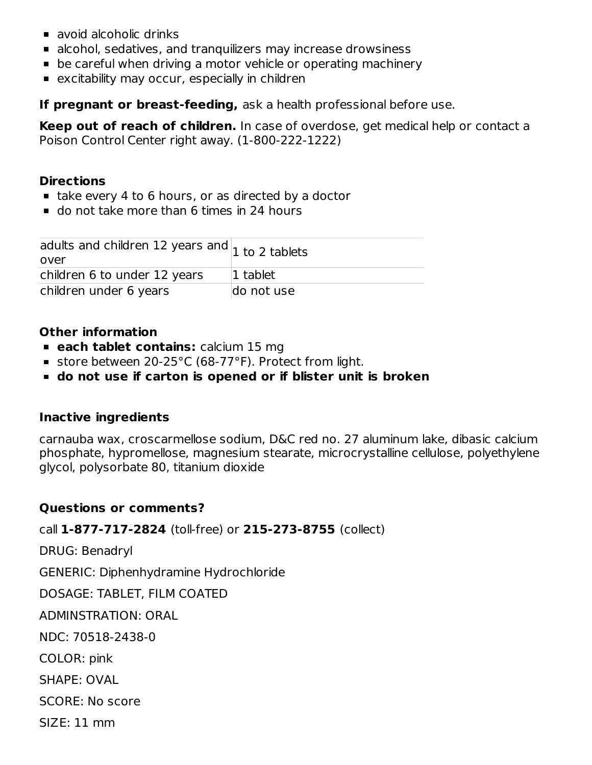- avoid alcoholic drinks
- alcohol, sedatives, and tranquilizers may increase drowsiness
- be careful when driving a motor vehicle or operating machinery
- excitability may occur, especially in children

**If pregnant or breast-feeding,** ask a health professional before use.

**Keep out of reach of children.** In case of overdose, get medical help or contact a Poison Control Center right away. (1-800-222-1222)

**Directions**

- take every 4 to 6 hours, or as directed by a doctor
- do not take more than 6 times in 24 hours

| | |
|---|---|
| adults and children 12 years and over | 1 to 2 tablets |
| children 6 to under 12 years | 1 tablet |
| children under 6 years | do not use |

**Other information**

- **each tablet contains:** calcium 15 mg
- store between 20-25°C (68-77°F). Protect from light.
- **do not use if carton is opened or if blister unit is broken**

**Inactive ingredients**

carnauba wax, croscarmellose sodium, D&C red no. 27 aluminum lake, dibasic calcium phosphate, hypromellose, magnesium stearate, microcrystalline cellulose, polyethylene glycol, polysorbate 80, titanium dioxide

**Questions or comments?**

call **1-877-717-2824** (toll-free) or **215-273-8755** (collect)

DRUG: Benadryl

GENERIC: Diphenhydramine Hydrochloride

DOSAGE: TABLET, FILM COATED

ADMINSTRATION: ORAL

NDC: 70518-2438-0

COLOR: pink

SHAPE: OVAL

SCORE: No score

SIZE: 11 mm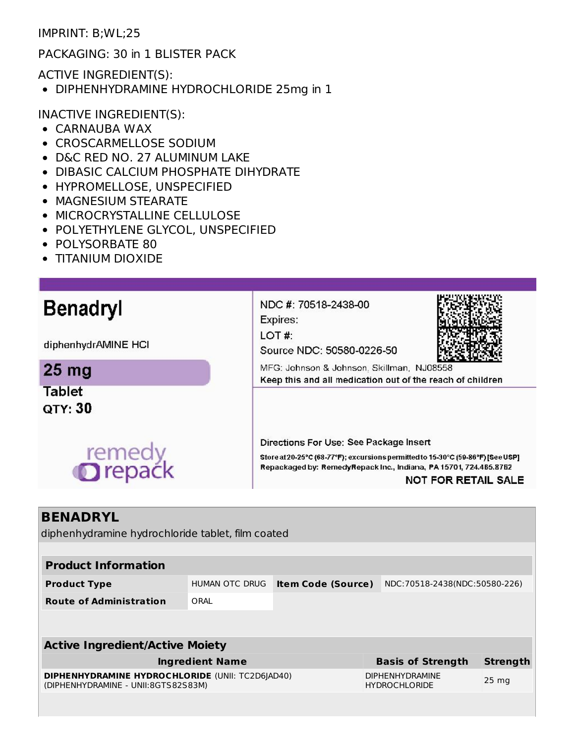IMPRINT: B;WL;25

PACKAGING: 30 in 1 BLISTER PACK

ACTIVE INGREDIENT(S):

- DIPHENHYDRAMINE HYDROCHLORIDE 25mg in 1

INACTIVE INGREDIENT(S):

- CARNAUBA WAX
- CROSCARMELLOSE SODIUM
- D&C RED NO. 27 ALUMINUM LAKE
- DIBASIC CALCIUM PHOSPHATE DIHYDRATE
- HYPROMELLOSE, UNSPECIFIED
- MAGNESIUM STEARATE
- MICROCRYSTALLINE CELLULOSE
- POLYETHYLENE GLYCOL, UNSPECIFIED
- POLYSORBATE 80
- TITANIUM DIOXIDE

**Benadryl**

diphenhydrAMINE HCl

**25 mg**

**Tablet**

**QTY: 30**

remedy repack

NDC #: 70518-2438-00

Expires:

LOT #:

Source NDC: 50580-0226-50

MFG: Johnson & Johnson, Skillman, NJ08558

Keep this and all medication out of the reach of children

Directions For Use: See Package Insert

Store at 20-25°C (68-77°F); excursions permitted to 15-30°C (59-86°F) [See USP]

Repackaged by: RemedyRepack Inc., Indiana, PA 15701, 724.465.8762

NOT FOR RETAIL SALE

## BENADRYL

diphenhydramine hydrochloride tablet, film coated

| **Product Information** | | | |
|---|---|---|---|
| **Product Type** | HUMAN OTC DRUG | **Item Code (Source)** | NDC:70518-2438(NDC:50580-226) |
| **Route of Administration** | ORAL | | |

| **Active Ingredient/Active Moiety** | | |
|---|---|---|
| **Ingredient Name** | **Basis of Strength** | **Strength** |
| **DIPHENHYDRAMINE HYDROCHLORIDE** (UNII: TC2D6JAD40) (DIPHENHYDRAMINE - UNII:8GTS82S83M) | DIPHENHYDRAMINE HYDROCHLORIDE | 25 mg |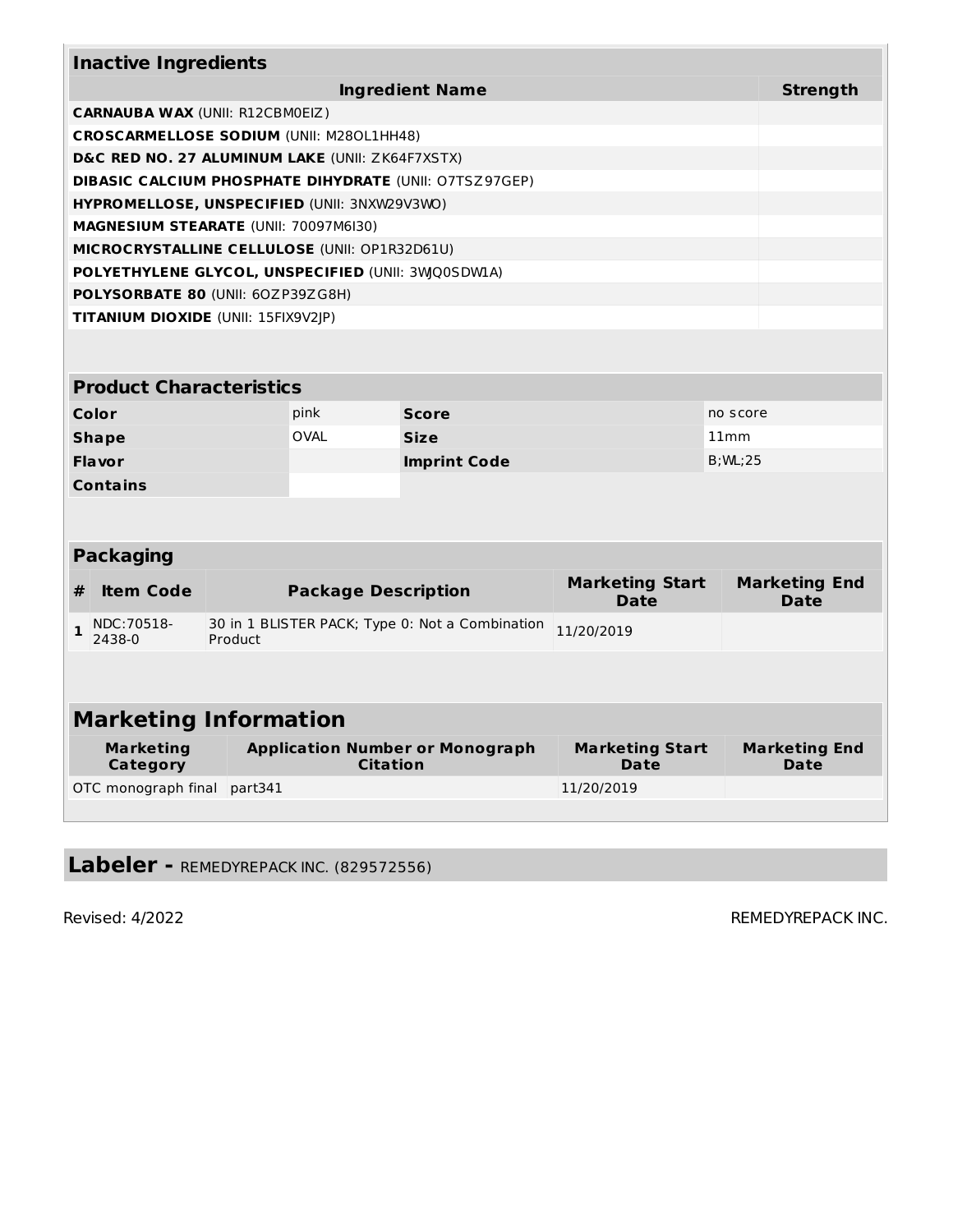| Inactive Ingredients | |
| --- | --- |
| **Ingredient Name** | **Strength** |
| **CARNAUBA WAX** (UNII: R12CBM0EIZ) | |
| **CROSCARMELLOSE SODIUM** (UNII: M28OL1HH48) | |
| **D&C RED NO. 27 ALUMINUM LAKE** (UNII: ZK64F7XSTX) | |
| **DIBASIC CALCIUM PHOSPHATE DIHYDRATE** (UNII: O7TSZ97GEP) | |
| **HYPROMELLOSE, UNSPECIFIED** (UNII: 3NXW29V3WO) | |
| **MAGNESIUM STEARATE** (UNII: 70097M6I30) | |
| **MICROCRYSTALLINE CELLULOSE** (UNII: OP1R32D61U) | |
| **POLYETHYLENE GLYCOL, UNSPECIFIED** (UNII: 3WQ0SDW1A) | |
| **POLYSORBATE 80** (UNII: 6OZP39ZG8H) | |
| **TITANIUM DIOXIDE** (UNII: 15FIX9V2JP) | |

| Product Characteristics | | | |
| --- | --- | --- | --- |
| **Color** | pink | **Score** | no score |
| **Shape** | OVAL | **Size** | 11mm |
| **Flavor** | | **Imprint Code** | B;WL;25 |
| **Contains** | | | |

| Packaging | | | | |
| --- | --- | --- | --- | --- |
| **#** | **Item Code** | **Package Description** | **Marketing Start Date** | **Marketing End Date** |
| **1** | NDC:70518-2438-0 | 30 in 1 BLISTER PACK; Type 0: Not a Combination Product | 11/20/2019 | |

| Marketing Information | | | |
| --- | --- | --- | --- |
| **Marketing Category** | **Application Number or Monograph Citation** | **Marketing Start Date** | **Marketing End Date** |
| OTC monograph final | part341 | 11/20/2019 | |

## Labeler - REMEDYREPACK INC. (829572556)

Revised: 4/2022

REMEDYREPACK INC.